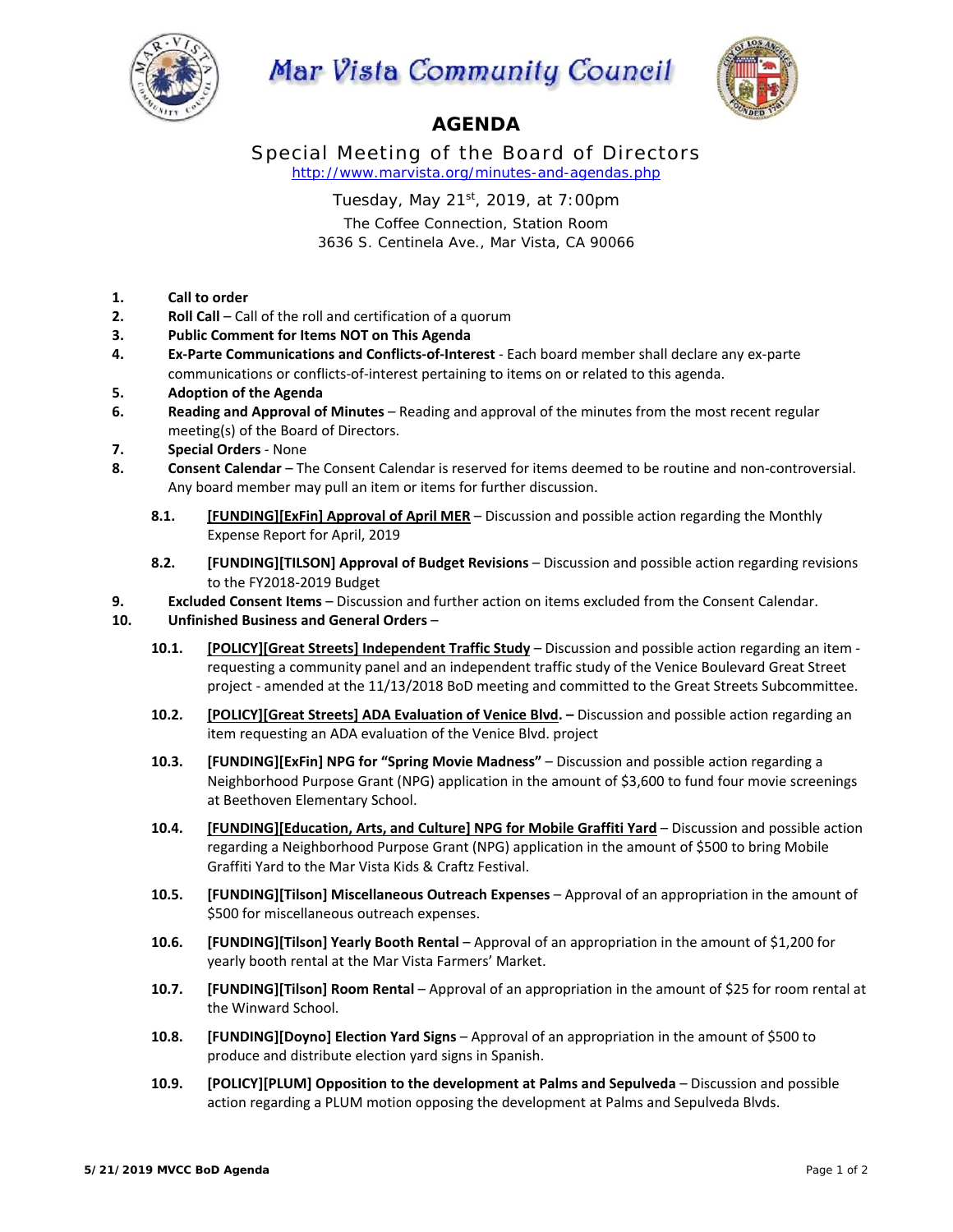# Mar Vista Community Council

## AGENDA

### Special Meeting of the Board of Directors

http://www.marvista.org/minutes-and-agendas.php

Tuesday, May 21st, 2019, at 7:00pm

The Coffee Connection, Station Room
3636 S. Centinela Ave., Mar Vista, CA 90066

1. **Call to order**
2. **Roll Call** – Call of the roll and certification of a quorum
3. **Public Comment for Items NOT on This Agenda**
4. **Ex-Parte Communications and Conflicts-of-Interest** - Each board member shall declare any ex-parte communications or conflicts-of-interest pertaining to items on or related to this agenda.
5. **Adoption of the Agenda**
6. **Reading and Approval of Minutes** – Reading and approval of the minutes from the most recent regular meeting(s) of the Board of Directors.
7. **Special Orders** - None
8. **Consent Calendar** – The Consent Calendar is reserved for items deemed to be routine and non-controversial. Any board member may pull an item or items for further discussion.

   **8.1. [FUNDING][ExFin] Approval of April MER** – Discussion and possible action regarding the Monthly Expense Report for April, 2019

   **8.2. [FUNDING][TILSON] Approval of Budget Revisions** – Discussion and possible action regarding revisions to the FY2018-2019 Budget

9. **Excluded Consent Items** – Discussion and further action on items excluded from the Consent Calendar.
10. **Unfinished Business and General Orders** –

    **10.1. [POLICY][Great Streets] Independent Traffic Study** – Discussion and possible action regarding an item - requesting a community panel and an independent traffic study of the Venice Boulevard Great Street project - amended at the 11/13/2018 BoD meeting and committed to the Great Streets Subcommittee.

    **10.2. [POLICY][Great Streets] ADA Evaluation of Venice Blvd. –** Discussion and possible action regarding an item requesting an ADA evaluation of the Venice Blvd. project

    **10.3. [FUNDING][ExFin] NPG for "Spring Movie Madness"** – Discussion and possible action regarding a Neighborhood Purpose Grant (NPG) application in the amount of $3,600 to fund four movie screenings at Beethoven Elementary School.

    **10.4. [FUNDING][Education, Arts, and Culture] NPG for Mobile Graffiti Yard** – Discussion and possible action regarding a Neighborhood Purpose Grant (NPG) application in the amount of $500 to bring Mobile Graffiti Yard to the Mar Vista Kids & Craftz Festival.

    **10.5. [FUNDING][Tilson] Miscellaneous Outreach Expenses** – Approval of an appropriation in the amount of $500 for miscellaneous outreach expenses.

    **10.6. [FUNDING][Tilson] Yearly Booth Rental** – Approval of an appropriation in the amount of $1,200 for yearly booth rental at the Mar Vista Farmers' Market.

    **10.7. [FUNDING][Tilson] Room Rental** – Approval of an appropriation in the amount of $25 for room rental at the Winward School.

    **10.8. [FUNDING][Doyno] Election Yard Signs** – Approval of an appropriation in the amount of $500 to produce and distribute election yard signs in Spanish.

    **10.9. [POLICY][PLUM] Opposition to the development at Palms and Sepulveda** – Discussion and possible action regarding a PLUM motion opposing the development at Palms and Sepulveda Blvds.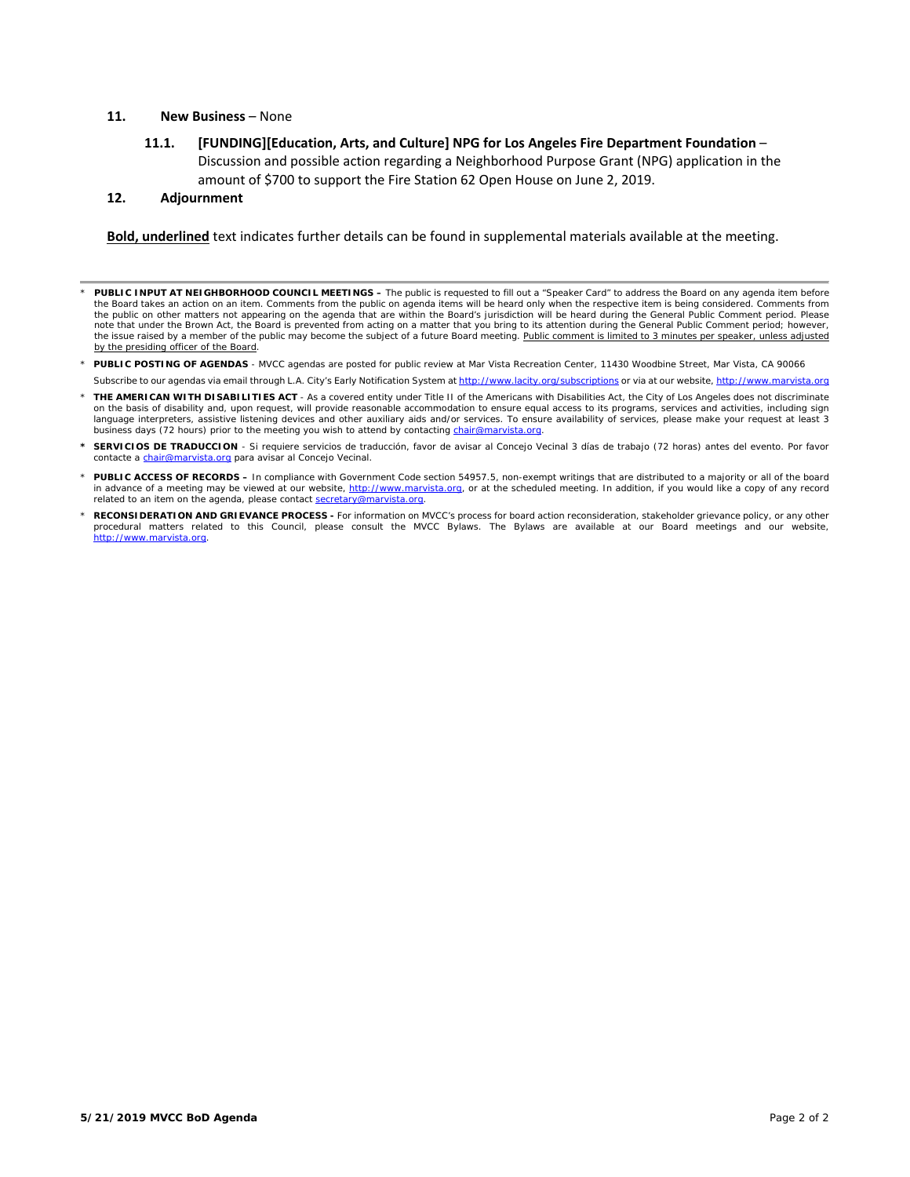**11. New Business** – None

**11.1. [FUNDING][Education, Arts, and Culture] NPG for Los Angeles Fire Department Foundation** – Discussion and possible action regarding a Neighborhood Purpose Grant (NPG) application in the amount of $700 to support the Fire Station 62 Open House on June 2, 2019.

**12. Adjournment**

**Bold, underlined** text indicates further details can be found in supplemental materials available at the meeting.

---

* **PUBLIC INPUT AT NEIGHBORHOOD COUNCIL MEETINGS –** The public is requested to fill out a "Speaker Card" to address the Board on any agenda item before the Board takes an action on an item. Comments from the public on agenda items will be heard only when the respective item is being considered. Comments from the public on other matters not appearing on the agenda that are within the Board's jurisdiction will be heard during the General Public Comment period. Please note that under the Brown Act, the Board is prevented from acting on a matter that you bring to its attention during the General Public Comment period; however, the issue raised by a member of the public may become the subject of a future Board meeting. Public comment is limited to 3 minutes per speaker, unless adjusted by the presiding officer of the Board.

* **PUBLIC POSTING OF AGENDAS** - MVCC agendas are posted for public review at Mar Vista Recreation Center, 11430 Woodbine Street, Mar Vista, CA 90066

  Subscribe to our agendas via email through L.A. City's Early Notification System at http://www.lacity.org/subscriptions or via at our website, http://www.marvista.org

* **THE AMERICAN WITH DISABILITIES ACT** - As a covered entity under Title II of the Americans with Disabilities Act, the City of Los Angeles does not discriminate on the basis of disability and, upon request, will provide reasonable accommodation to ensure equal access to its programs, services and activities, including sign language interpreters, assistive listening devices and other auxiliary aids and/or services. To ensure availability of services, please make your request at least 3 business days (72 hours) prior to the meeting you wish to attend by contacting chair@marvista.org.

* **SERVICIOS DE TRADUCCION** - Si requiere servicios de traducción, favor de avisar al Concejo Vecinal 3 días de trabajo (72 horas) antes del evento. Por favor contacte a chair@marvista.org para avisar al Concejo Vecinal.

* **PUBLIC ACCESS OF RECORDS –** In compliance with Government Code section 54957.5, non-exempt writings that are distributed to a majority or all of the board in advance of a meeting may be viewed at our website, http://www.marvista.org, or at the scheduled meeting. In addition, if you would like a copy of any record related to an item on the agenda, please contact secretary@marvista.org.

* **RECONSIDERATION AND GRIEVANCE PROCESS -** For information on MVCC's process for board action reconsideration, stakeholder grievance policy, or any other procedural matters related to this Council, please consult the MVCC Bylaws. The Bylaws are available at our Board meetings and our website, http://www.marvista.org.